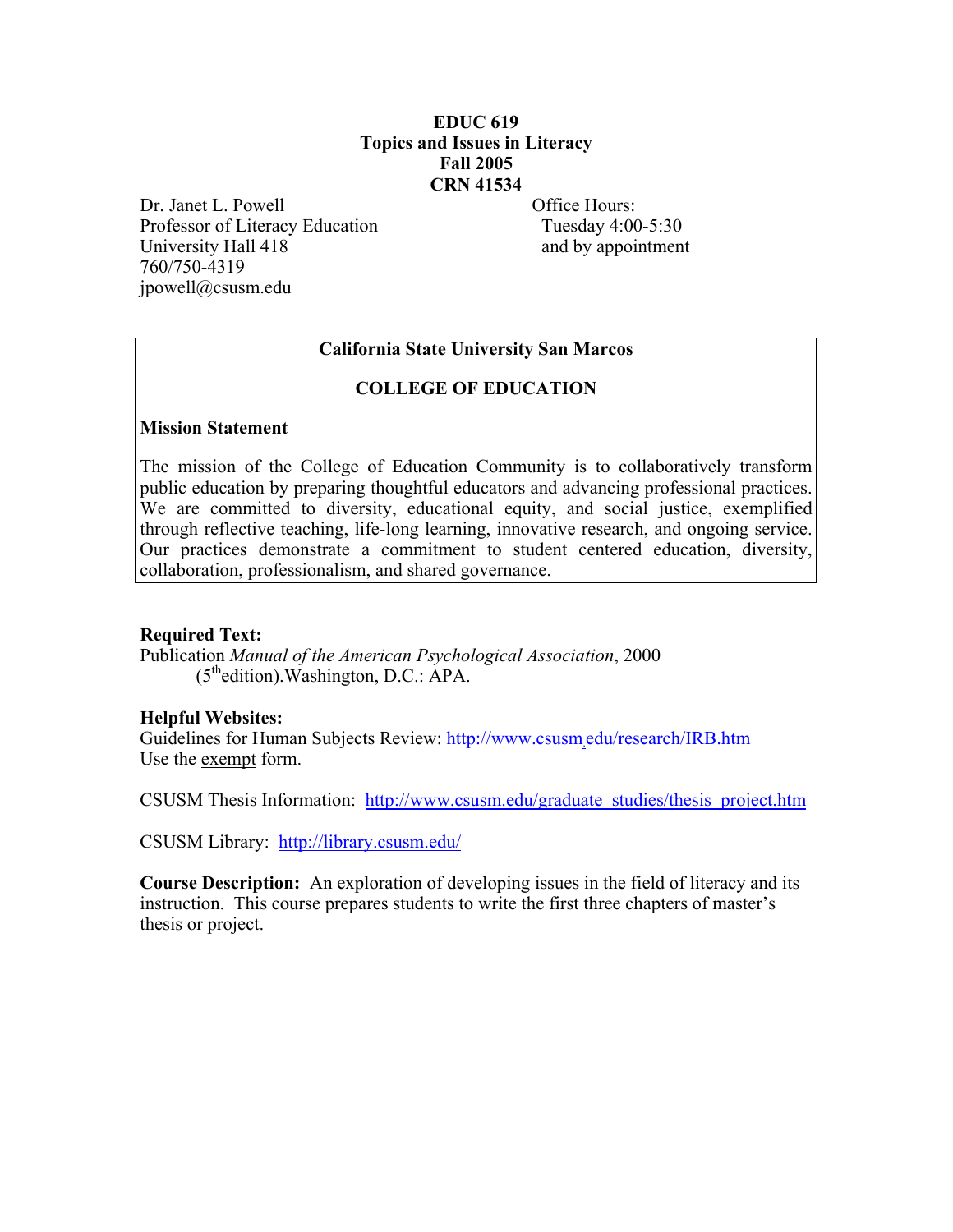# EDUC 619
## Topics and Issues in Literacy
## Fall 2005
## CRN 41534

Dr. Janet L. Powell
Professor of Literacy Education
University Hall 418
760/750-4319
jpowell@csusm.edu

Office Hours:
Tuesday 4:00-5:30
and by appointment

---

**California State University San Marcos**

**COLLEGE OF EDUCATION**

**Mission Statement**

The mission of the College of Education Community is to collaboratively transform public education by preparing thoughtful educators and advancing professional practices. We are committed to diversity, educational equity, and social justice, exemplified through reflective teaching, life-long learning, innovative research, and ongoing service. Our practices demonstrate a commitment to student centered education, diversity, collaboration, professionalism, and shared governance.

---

**Required Text:**
Publication *Manual of the American Psychological Association*, 2000 (5th edition). Washington, D.C.: APA.

**Helpful Websites:**
Guidelines for Human Subjects Review: http://www.csusm.edu/research/IRB.htm
Use the exempt form.

CSUSM Thesis Information: http://www.csusm.edu/graduate_studies/thesis_project.htm

CSUSM Library: http://library.csusm.edu/

**Course Description:** An exploration of developing issues in the field of literacy and its instruction. This course prepares students to write the first three chapters of master's thesis or project.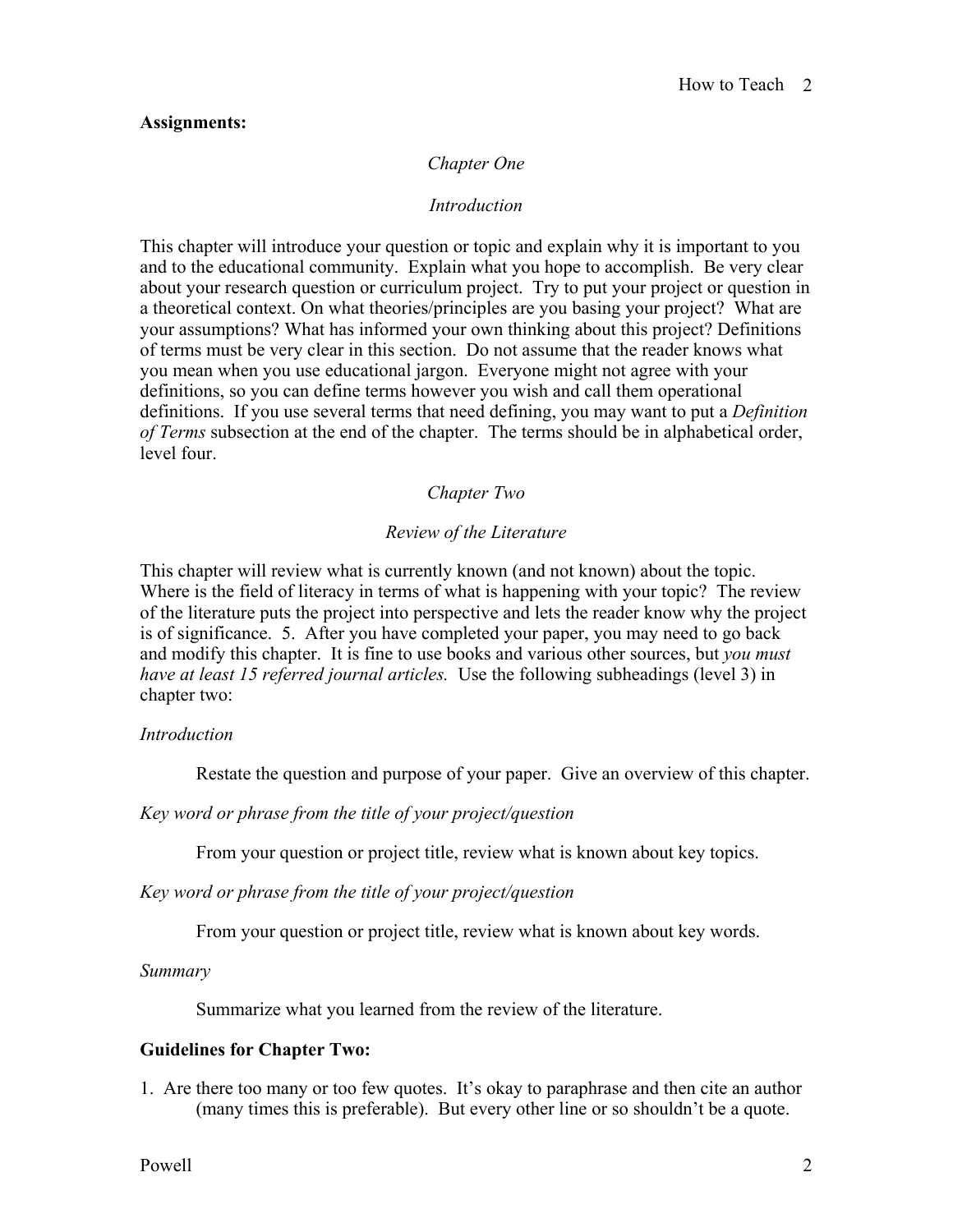**Assignments:**

*Chapter One*

*Introduction*

This chapter will introduce your question or topic and explain why it is important to you and to the educational community. Explain what you hope to accomplish. Be very clear about your research question or curriculum project. Try to put your project or question in a theoretical context. On what theories/principles are you basing your project? What are your assumptions? What has informed your own thinking about this project? Definitions of terms must be very clear in this section. Do not assume that the reader knows what you mean when you use educational jargon. Everyone might not agree with your definitions, so you can define terms however you wish and call them operational definitions. If you use several terms that need defining, you may want to put a *Definition of Terms* subsection at the end of the chapter. The terms should be in alphabetical order, level four.

*Chapter Two*

*Review of the Literature*

This chapter will review what is currently known (and not known) about the topic. Where is the field of literacy in terms of what is happening with your topic? The review of the literature puts the project into perspective and lets the reader know why the project is of significance. 5. After you have completed your paper, you may need to go back and modify this chapter. It is fine to use books and various other sources, but *you must have at least 15 referred journal articles.* Use the following subheadings (level 3) in chapter two:

*Introduction*

Restate the question and purpose of your paper. Give an overview of this chapter.

*Key word or phrase from the title of your project/question*

From your question or project title, review what is known about key topics.

*Key word or phrase from the title of your project/question*

From your question or project title, review what is known about key words.

*Summary*

Summarize what you learned from the review of the literature.

**Guidelines for Chapter Two:**

1. Are there too many or too few quotes. It's okay to paraphrase and then cite an author (many times this is preferable). But every other line or so shouldn't be a quote.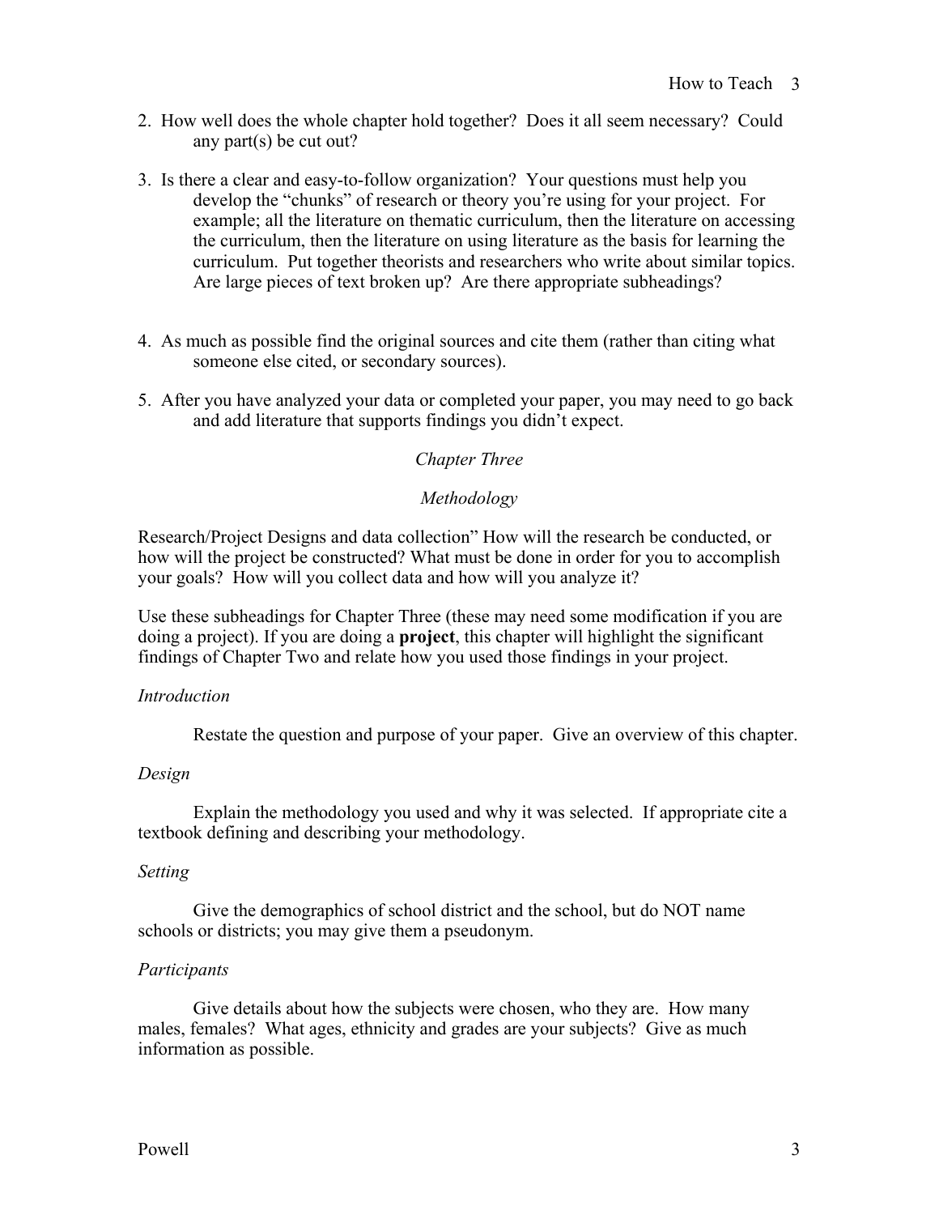2. How well does the whole chapter hold together? Does it all seem necessary? Could any part(s) be cut out?

3. Is there a clear and easy-to-follow organization? Your questions must help you develop the "chunks" of research or theory you're using for your project. For example; all the literature on thematic curriculum, then the literature on accessing the curriculum, then the literature on using literature as the basis for learning the curriculum. Put together theorists and researchers who write about similar topics. Are large pieces of text broken up? Are there appropriate subheadings?

4. As much as possible find the original sources and cite them (rather than citing what someone else cited, or secondary sources).

5. After you have analyzed your data or completed your paper, you may need to go back and add literature that supports findings you didn't expect.

## *Chapter Three*

## *Methodology*

Research/Project Designs and data collection" How will the research be conducted, or how will the project be constructed? What must be done in order for you to accomplish your goals? How will you collect data and how will you analyze it?

Use these subheadings for Chapter Three (these may need some modification if you are doing a project). If you are doing a **project**, this chapter will highlight the significant findings of Chapter Two and relate how you used those findings in your project.

### *Introduction*

Restate the question and purpose of your paper. Give an overview of this chapter.

### *Design*

Explain the methodology you used and why it was selected. If appropriate cite a textbook defining and describing your methodology.

### *Setting*

Give the demographics of school district and the school, but do NOT name schools or districts; you may give them a pseudonym.

### *Participants*

Give details about how the subjects were chosen, who they are. How many males, females? What ages, ethnicity and grades are your subjects? Give as much information as possible.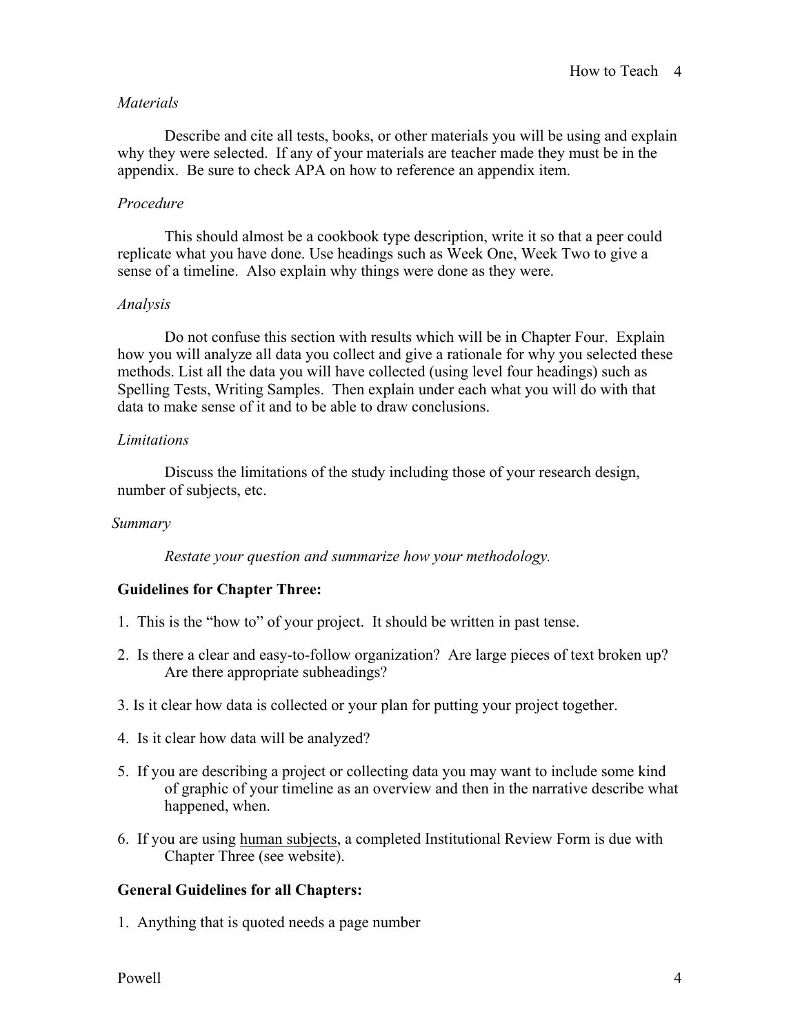*Materials*

Describe and cite all tests, books, or other materials you will be using and explain why they were selected. If any of your materials are teacher made they must be in the appendix. Be sure to check APA on how to reference an appendix item.

*Procedure*

This should almost be a cookbook type description, write it so that a peer could replicate what you have done. Use headings such as Week One, Week Two to give a sense of a timeline. Also explain why things were done as they were.

*Analysis*

Do not confuse this section with results which will be in Chapter Four. Explain how you will analyze all data you collect and give a rationale for why you selected these methods. List all the data you will have collected (using level four headings) such as Spelling Tests, Writing Samples. Then explain under each what you will do with that data to make sense of it and to be able to draw conclusions.

*Limitations*

Discuss the limitations of the study including those of your research design, number of subjects, etc.

*Summary*

*Restate your question and summarize how your methodology.*

**Guidelines for Chapter Three:**

1. This is the "how to" of your project. It should be written in past tense.
2. Is there a clear and easy-to-follow organization? Are large pieces of text broken up? Are there appropriate subheadings?
3. Is it clear how data is collected or your plan for putting your project together.
4. Is it clear how data will be analyzed?
5. If you are describing a project or collecting data you may want to include some kind of graphic of your timeline as an overview and then in the narrative describe what happened, when.
6. If you are using human subjects, a completed Institutional Review Form is due with Chapter Three (see website).

**General Guidelines for all Chapters:**

1. Anything that is quoted needs a page number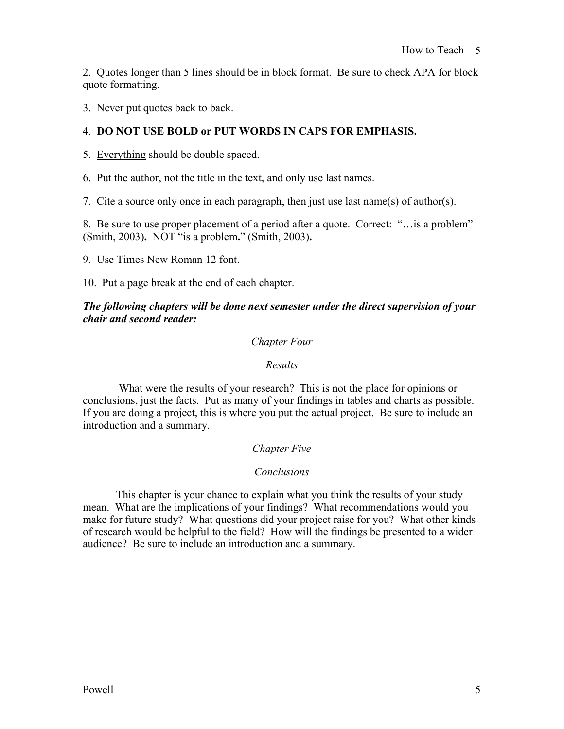2. Quotes longer than 5 lines should be in block format. Be sure to check APA for block quote formatting.

3. Never put quotes back to back.

4. **DO NOT USE BOLD or PUT WORDS IN CAPS FOR EMPHASIS.**

5. <u>Everything</u> should be double spaced.

6. Put the author, not the title in the text, and only use last names.

7. Cite a source only once in each paragraph, then just use last name(s) of author(s).

8. Be sure to use proper placement of a period after a quote. Correct: "…is a problem" (Smith, 2003)**.** NOT "is a problem**.**" (Smith, 2003)**.**

9. Use Times New Roman 12 font.

10. Put a page break at the end of each chapter.

***The following chapters will be done next semester under the direct supervision of your chair and second reader:***

### *Chapter Four*

### *Results*

What were the results of your research? This is not the place for opinions or conclusions, just the facts. Put as many of your findings in tables and charts as possible. If you are doing a project, this is where you put the actual project. Be sure to include an introduction and a summary.

### *Chapter Five*

### *Conclusions*

This chapter is your chance to explain what you think the results of your study mean. What are the implications of your findings? What recommendations would you make for future study? What questions did your project raise for you? What other kinds of research would be helpful to the field? How will the findings be presented to a wider audience? Be sure to include an introduction and a summary.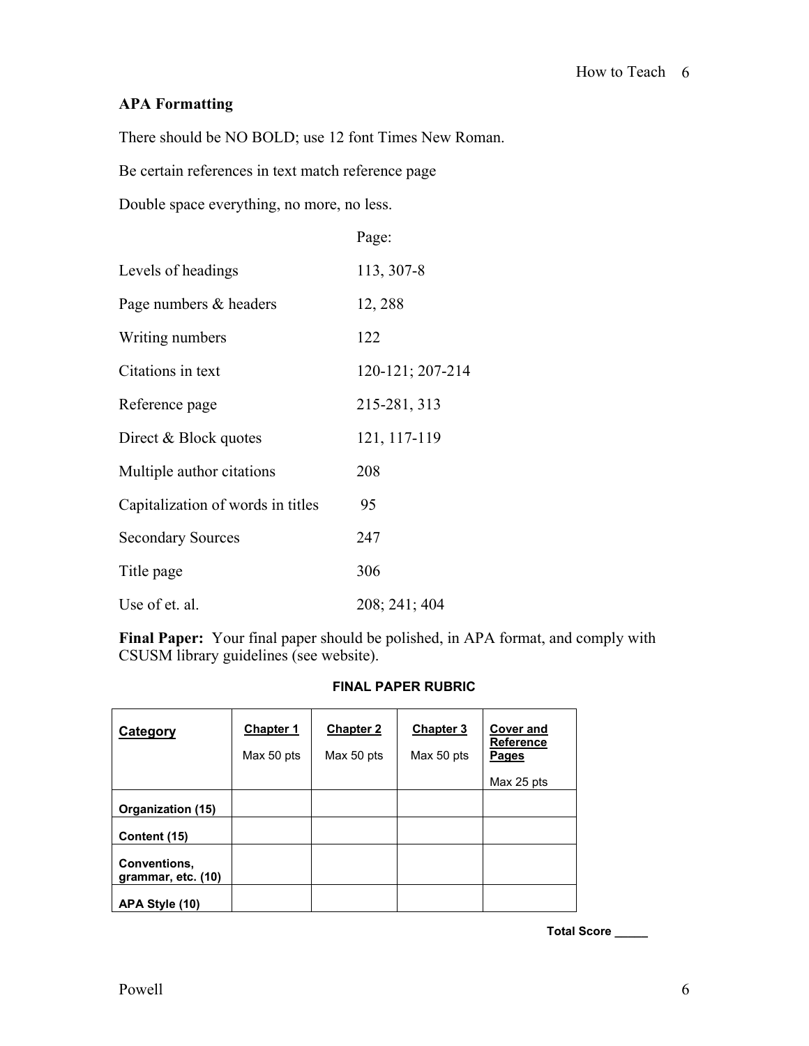**APA Formatting**

There should be NO BOLD; use 12 font Times New Roman.

Be certain references in text match reference page

Double space everything, no more, no less.

| | Page: |
|---|---|
| Levels of headings | 113, 307-8 |
| Page numbers & headers | 12, 288 |
| Writing numbers | 122 |
| Citations in text | 120-121; 207-214 |
| Reference page | 215-281, 313 |
| Direct & Block quotes | 121, 117-119 |
| Multiple author citations | 208 |
| Capitalization of words in titles | 95 |
| Secondary Sources | 247 |
| Title page | 306 |
| Use of et. al. | 208; 241; 404 |

**Final Paper:** Your final paper should be polished, in APA format, and comply with CSUSM library guidelines (see website).

**FINAL PAPER RUBRIC**

| **Category** | **Chapter 1** Max 50 pts | **Chapter 2** Max 50 pts | **Chapter 3** Max 50 pts | **Cover and Reference Pages** Max 25 pts |
|---|---|---|---|---|
| **Organization (15)** | | | | |
| **Content (15)** | | | | |
| **Conventions, grammar, etc. (10)** | | | | |
| **APA Style (10)** | | | | |

**Total Score _____**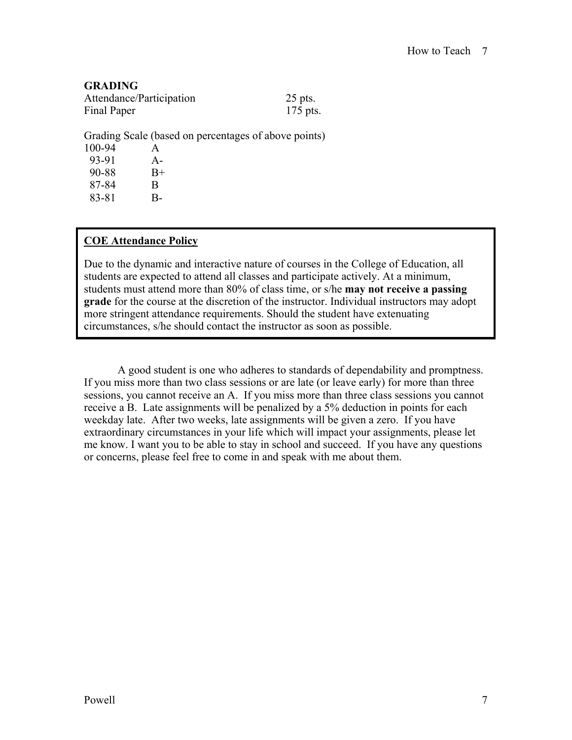## GRADING

| Attendance/Participation | 25 pts. |
|---|---|
| Final Paper | 175 pts. |

Grading Scale (based on percentages of above points)

| | |
|---|---|
| 100-94 | A |
| 93-91 | A- |
| 90-88 | B+ |
| 87-84 | B |
| 83-81 | B- |

### COE Attendance Policy

Due to the dynamic and interactive nature of courses in the College of Education, all students are expected to attend all classes and participate actively. At a minimum, students must attend more than 80% of class time, or s/he **may not receive a passing grade** for the course at the discretion of the instructor. Individual instructors may adopt more stringent attendance requirements. Should the student have extenuating circumstances, s/he should contact the instructor as soon as possible.

A good student is one who adheres to standards of dependability and promptness. If you miss more than two class sessions or are late (or leave early) for more than three sessions, you cannot receive an A. If you miss more than three class sessions you cannot receive a B. Late assignments will be penalized by a 5% deduction in points for each weekday late. After two weeks, late assignments will be given a zero. If you have extraordinary circumstances in your life which will impact your assignments, please let me know. I want you to be able to stay in school and succeed. If you have any questions or concerns, please feel free to come in and speak with me about them.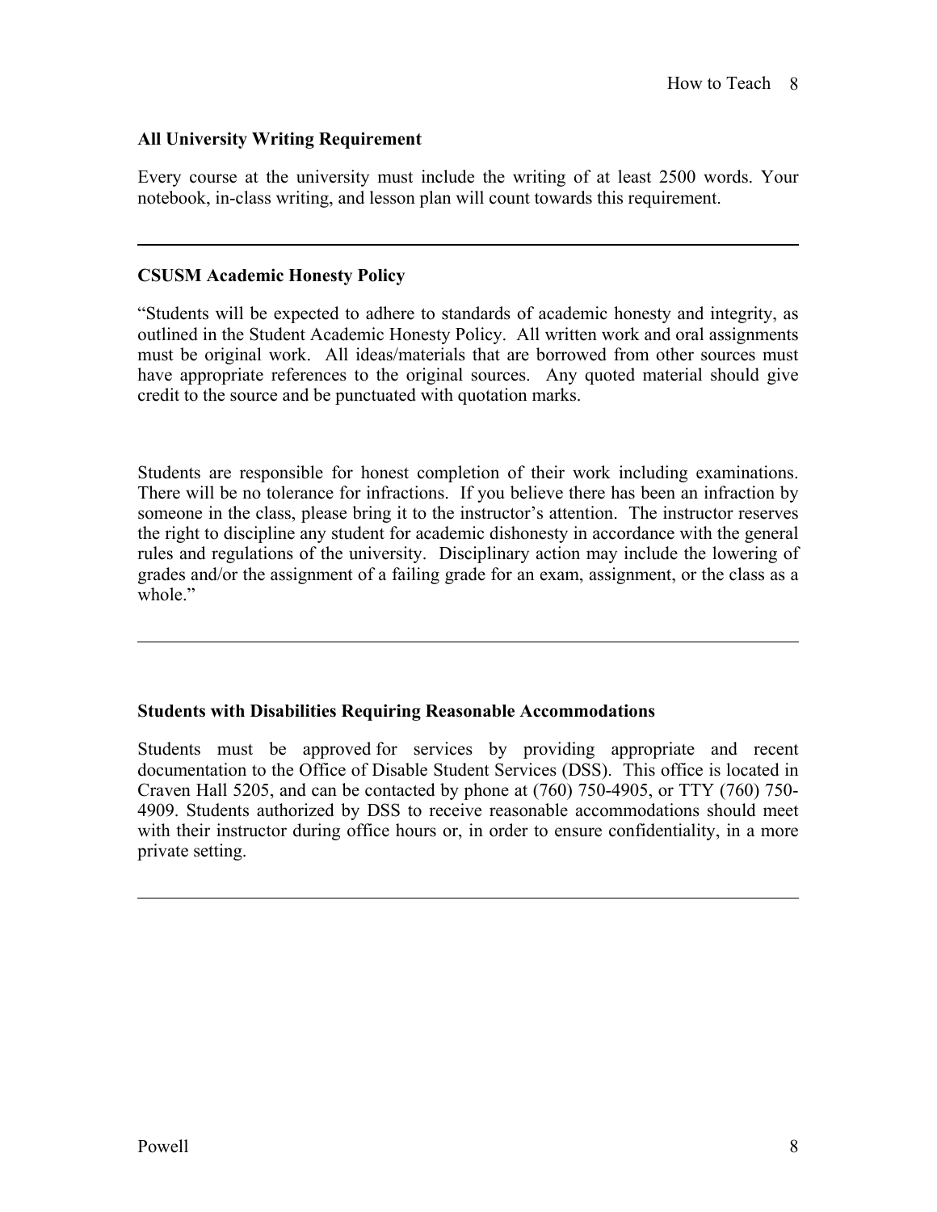**All University Writing Requirement**

Every course at the university must include the writing of at least 2500 words. Your notebook, in-class writing, and lesson plan will count towards this requirement.

---

**CSUSM Academic Honesty Policy**

"Students will be expected to adhere to standards of academic honesty and integrity, as outlined in the Student Academic Honesty Policy. All written work and oral assignments must be original work. All ideas/materials that are borrowed from other sources must have appropriate references to the original sources. Any quoted material should give credit to the source and be punctuated with quotation marks.

Students are responsible for honest completion of their work including examinations. There will be no tolerance for infractions. If you believe there has been an infraction by someone in the class, please bring it to the instructor's attention. The instructor reserves the right to discipline any student for academic dishonesty in accordance with the general rules and regulations of the university. Disciplinary action may include the lowering of grades and/or the assignment of a failing grade for an exam, assignment, or the class as a whole."

---

**Students with Disabilities Requiring Reasonable Accommodations**

Students must be approved for services by providing appropriate and recent documentation to the Office of Disable Student Services (DSS). This office is located in Craven Hall 5205, and can be contacted by phone at (760) 750-4905, or TTY (760) 750-4909. Students authorized by DSS to receive reasonable accommodations should meet with their instructor during office hours or, in order to ensure confidentiality, in a more private setting.

---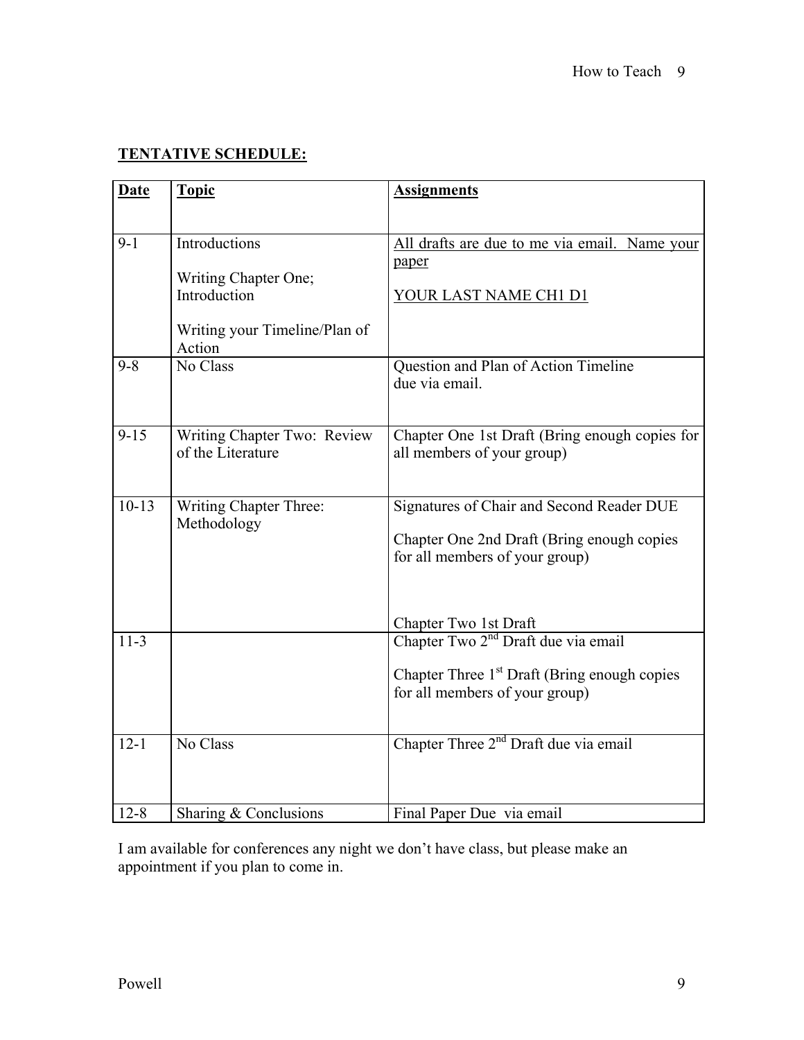**<u>TENTATIVE SCHEDULE:</u>**

| **<u>Date</u>** | **<u>Topic</u>** | **<u>Assignments</u>** |
|---|---|---|
| 9-1 | Introductions<br><br>Writing Chapter One; Introduction<br><br>Writing your Timeline/Plan of Action | <u>All drafts are due to me via email. Name your paper</u><br><br><u>YOUR LAST NAME CH1 D1</u> |
| 9-8 | No Class | Question and Plan of Action Timeline due via email. |
| 9-15 | Writing Chapter Two: Review of the Literature | Chapter One 1st Draft (Bring enough copies for all members of your group) |
| 10-13 | Writing Chapter Three: Methodology | Signatures of Chair and Second Reader DUE<br><br>Chapter One 2nd Draft (Bring enough copies for all members of your group)<br><br>Chapter Two 1st Draft |
| 11-3 | | Chapter Two 2nd Draft due via email<br><br>Chapter Three 1st Draft (Bring enough copies for all members of your group) |
| 12-1 | No Class | Chapter Three 2nd Draft due via email |
| 12-8 | Sharing & Conclusions | Final Paper Due via email |

I am available for conferences any night we don't have class, but please make an appointment if you plan to come in.